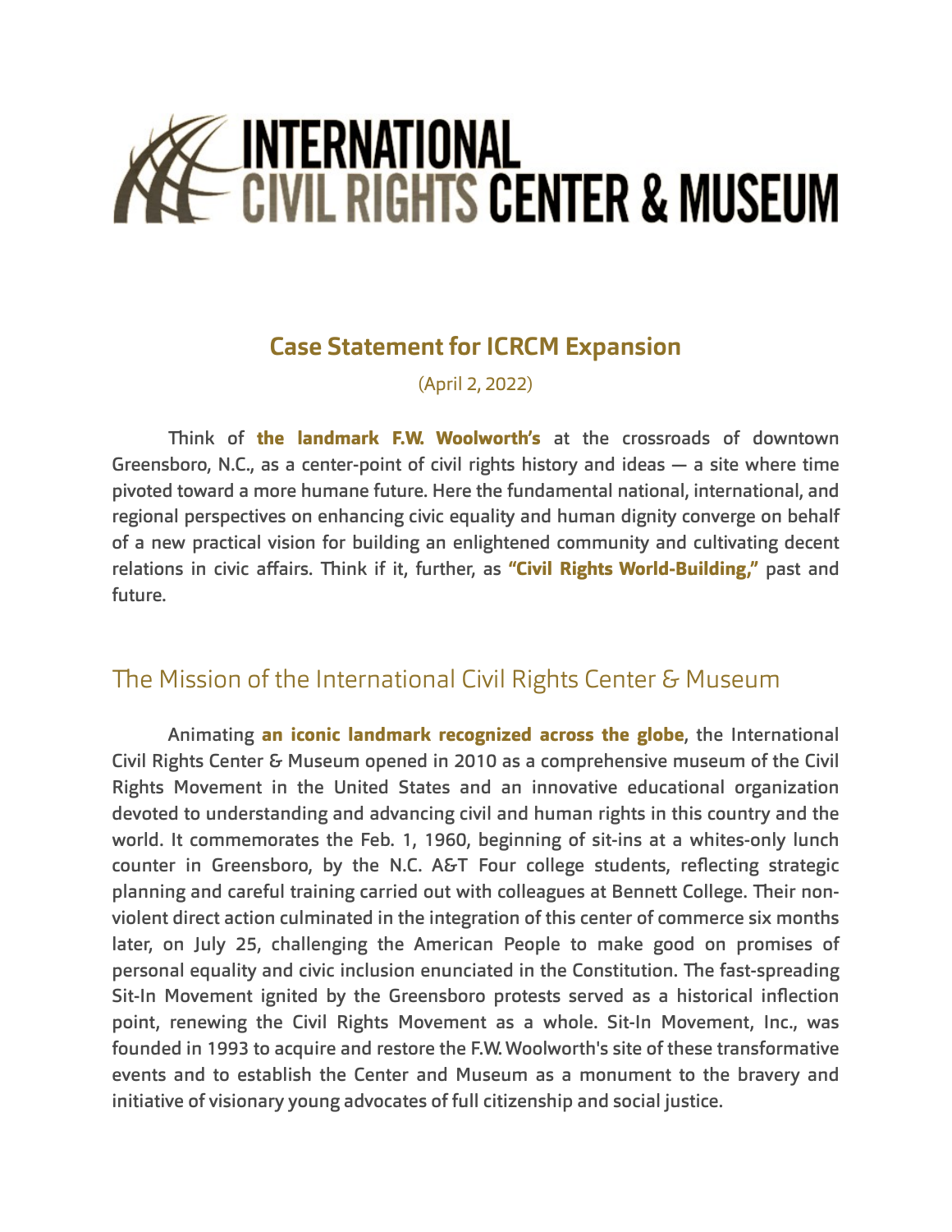# INTERNATIONAL CIVIL RIGHTS CENTER & MUSEUM

## Case Statement for ICRCM Expansion

(April 2, 2022)

Think of **the landmark F.W. Woolworth's** at the crossroads of downtown Greensboro, N.C., as a center-point of civil rights history and ideas — a site where time pivoted toward a more humane future. Here the fundamental national, international, and regional perspectives on enhancing civic equality and human dignity converge on behalf of a new practical vision for building an enlightened community and cultivating decent relations in civic affairs. Think if it, further, as **"Civil Rights World-Building,"** past and future.

## The Mission of the International Civil Rights Center & Museum

Animating **an iconic landmark recognized across the globe**, the International Civil Rights Center & Museum opened in 2010 as a comprehensive museum of the Civil Rights Movement in the United States and an innovative educational organization devoted to understanding and advancing civil and human rights in this country and the world. It commemorates the Feb. 1, 1960, beginning of sit-ins at a whites-only lunch counter in Greensboro, by the N.C. A&T Four college students, reflecting strategic planning and careful training carried out with colleagues at Bennett College. Their non-violent direct action culminated in the integration of this center of commerce six months later, on July 25, challenging the American People to make good on promises of personal equality and civic inclusion enunciated in the Constitution. The fast-spreading Sit-In Movement ignited by the Greensboro protests served as a historical inflection point, renewing the Civil Rights Movement as a whole. Sit-In Movement, Inc., was founded in 1993 to acquire and restore the F.W. Woolworth's site of these transformative events and to establish the Center and Museum as a monument to the bravery and initiative of visionary young advocates of full citizenship and social justice.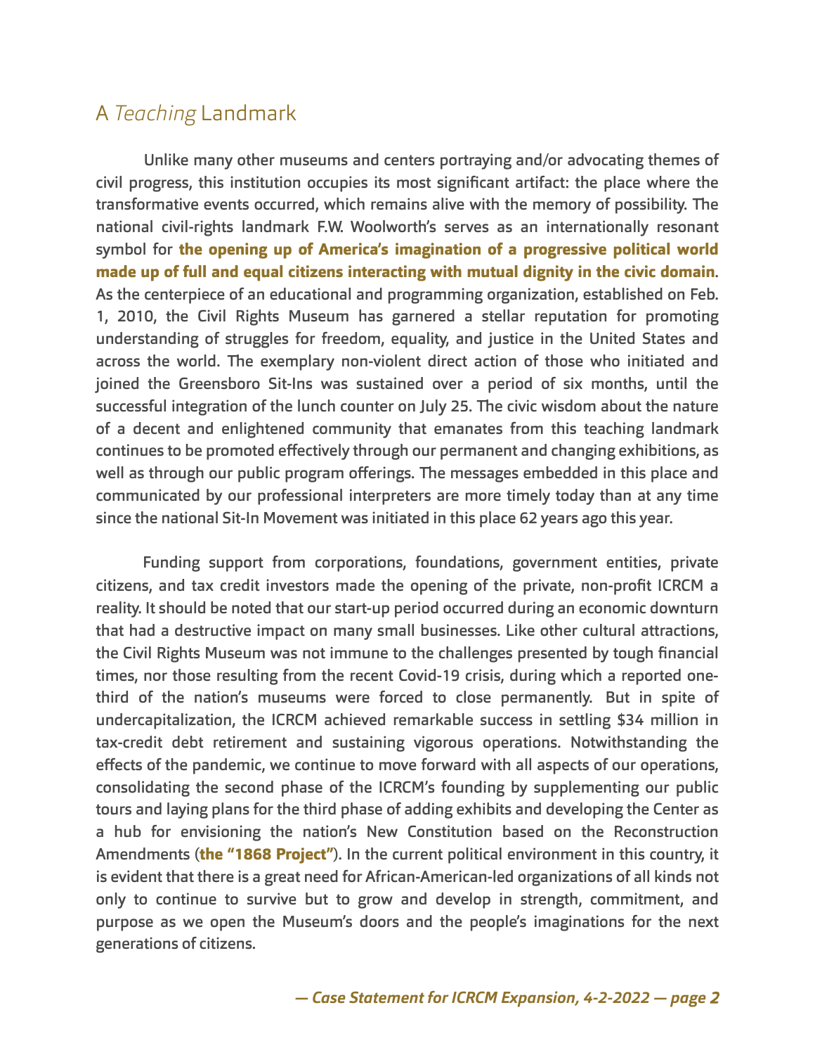## A *Teaching* Landmark

Unlike many other museums and centers portraying and/or advocating themes of civil progress, this institution occupies its most significant artifact: the place where the transformative events occurred, which remains alive with the memory of possibility. The national civil-rights landmark F.W. Woolworth's serves as an internationally resonant symbol for **the opening up of America's imagination of a progressive political world made up of full and equal citizens interacting with mutual dignity in the civic domain**. As the centerpiece of an educational and programming organization, established on Feb. 1, 2010, the Civil Rights Museum has garnered a stellar reputation for promoting understanding of struggles for freedom, equality, and justice in the United States and across the world. The exemplary non-violent direct action of those who initiated and joined the Greensboro Sit-Ins was sustained over a period of six months, until the successful integration of the lunch counter on July 25. The civic wisdom about the nature of a decent and enlightened community that emanates from this teaching landmark continues to be promoted effectively through our permanent and changing exhibitions, as well as through our public program offerings. The messages embedded in this place and communicated by our professional interpreters are more timely today than at any time since the national Sit-In Movement was initiated in this place 62 years ago this year.

Funding support from corporations, foundations, government entities, private citizens, and tax credit investors made the opening of the private, non-profit ICRCM a reality. It should be noted that our start-up period occurred during an economic downturn that had a destructive impact on many small businesses. Like other cultural attractions, the Civil Rights Museum was not immune to the challenges presented by tough financial times, nor those resulting from the recent Covid-19 crisis, during which a reported one-third of the nation's museums were forced to close permanently. But in spite of undercapitalization, the ICRCM achieved remarkable success in settling $34 million in tax-credit debt retirement and sustaining vigorous operations. Notwithstanding the effects of the pandemic, we continue to move forward with all aspects of our operations, consolidating the second phase of the ICRCM's founding by supplementing our public tours and laying plans for the third phase of adding exhibits and developing the Center as a hub for envisioning the nation's New Constitution based on the Reconstruction Amendments (**the "1868 Project"**). In the current political environment in this country, it is evident that there is a great need for African-American-led organizations of all kinds not only to continue to survive but to grow and develop in strength, commitment, and purpose as we open the Museum's doors and the people's imaginations for the next generations of citizens.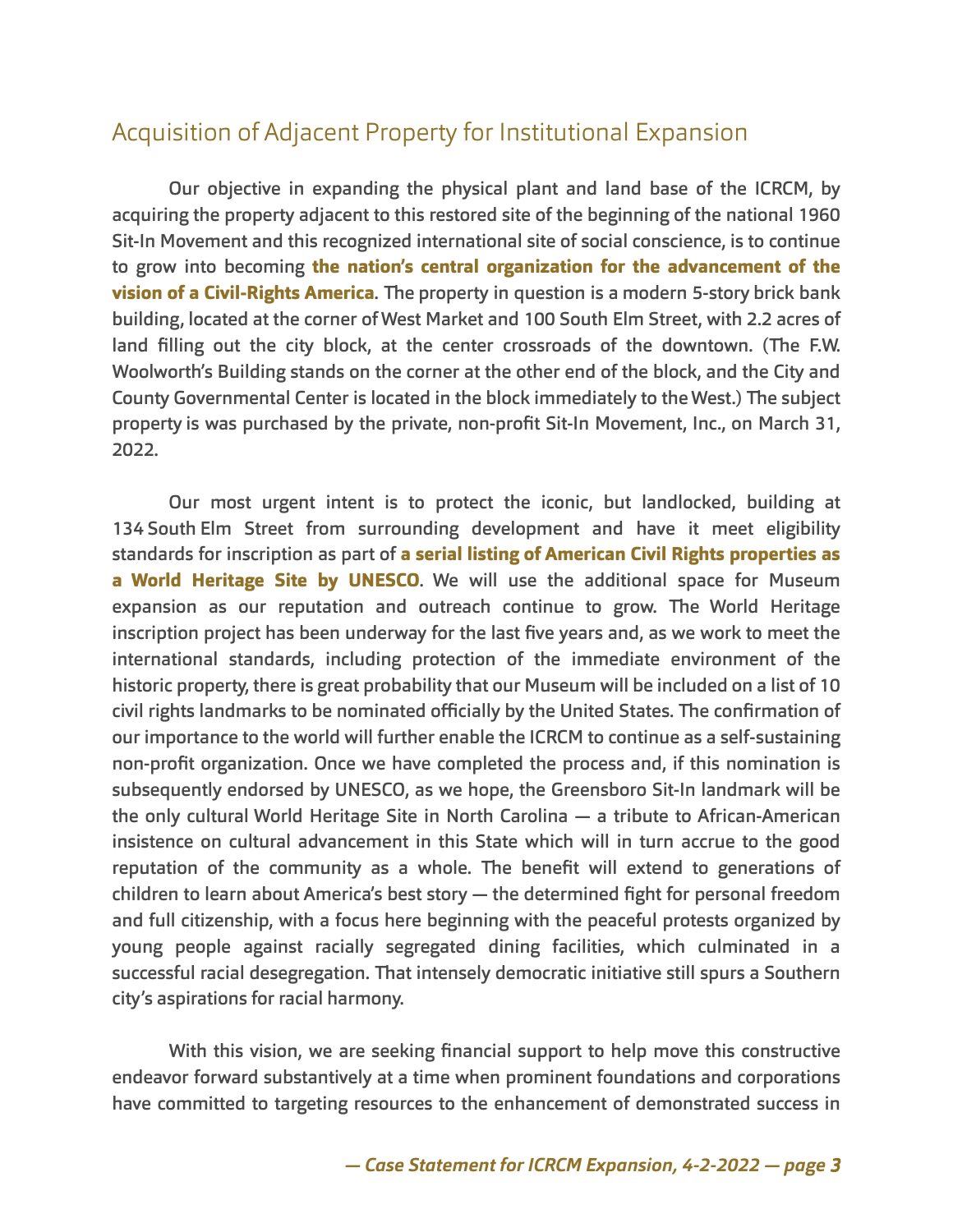## Acquisition of Adjacent Property for Institutional Expansion

Our objective in expanding the physical plant and land base of the ICRCM, by acquiring the property adjacent to this restored site of the beginning of the national 1960 Sit-In Movement and this recognized international site of social conscience, is to continue to grow into becoming **the nation's central organization for the advancement of the vision of a Civil-Rights America**. The property in question is a modern 5-story brick bank building, located at the corner of West Market and 100 South Elm Street, with 2.2 acres of land filling out the city block, at the center crossroads of the downtown. (The F.W. Woolworth's Building stands on the corner at the other end of the block, and the City and County Governmental Center is located in the block immediately to the West.) The subject property is was purchased by the private, non-profit Sit-In Movement, Inc., on March 31, 2022.

Our most urgent intent is to protect the iconic, but landlocked, building at 134 South Elm Street from surrounding development and have it meet eligibility standards for inscription as part of **a serial listing of American Civil Rights properties as a World Heritage Site by UNESCO**. We will use the additional space for Museum expansion as our reputation and outreach continue to grow. The World Heritage inscription project has been underway for the last five years and, as we work to meet the international standards, including protection of the immediate environment of the historic property, there is great probability that our Museum will be included on a list of 10 civil rights landmarks to be nominated officially by the United States. The confirmation of our importance to the world will further enable the ICRCM to continue as a self-sustaining non-profit organization. Once we have completed the process and, if this nomination is subsequently endorsed by UNESCO, as we hope, the Greensboro Sit-In landmark will be the only cultural World Heritage Site in North Carolina — a tribute to African-American insistence on cultural advancement in this State which will in turn accrue to the good reputation of the community as a whole. The benefit will extend to generations of children to learn about America's best story — the determined fight for personal freedom and full citizenship, with a focus here beginning with the peaceful protests organized by young people against racially segregated dining facilities, which culminated in a successful racial desegregation. That intensely democratic initiative still spurs a Southern city's aspirations for racial harmony.

With this vision, we are seeking financial support to help move this constructive endeavor forward substantively at a time when prominent foundations and corporations have committed to targeting resources to the enhancement of demonstrated success in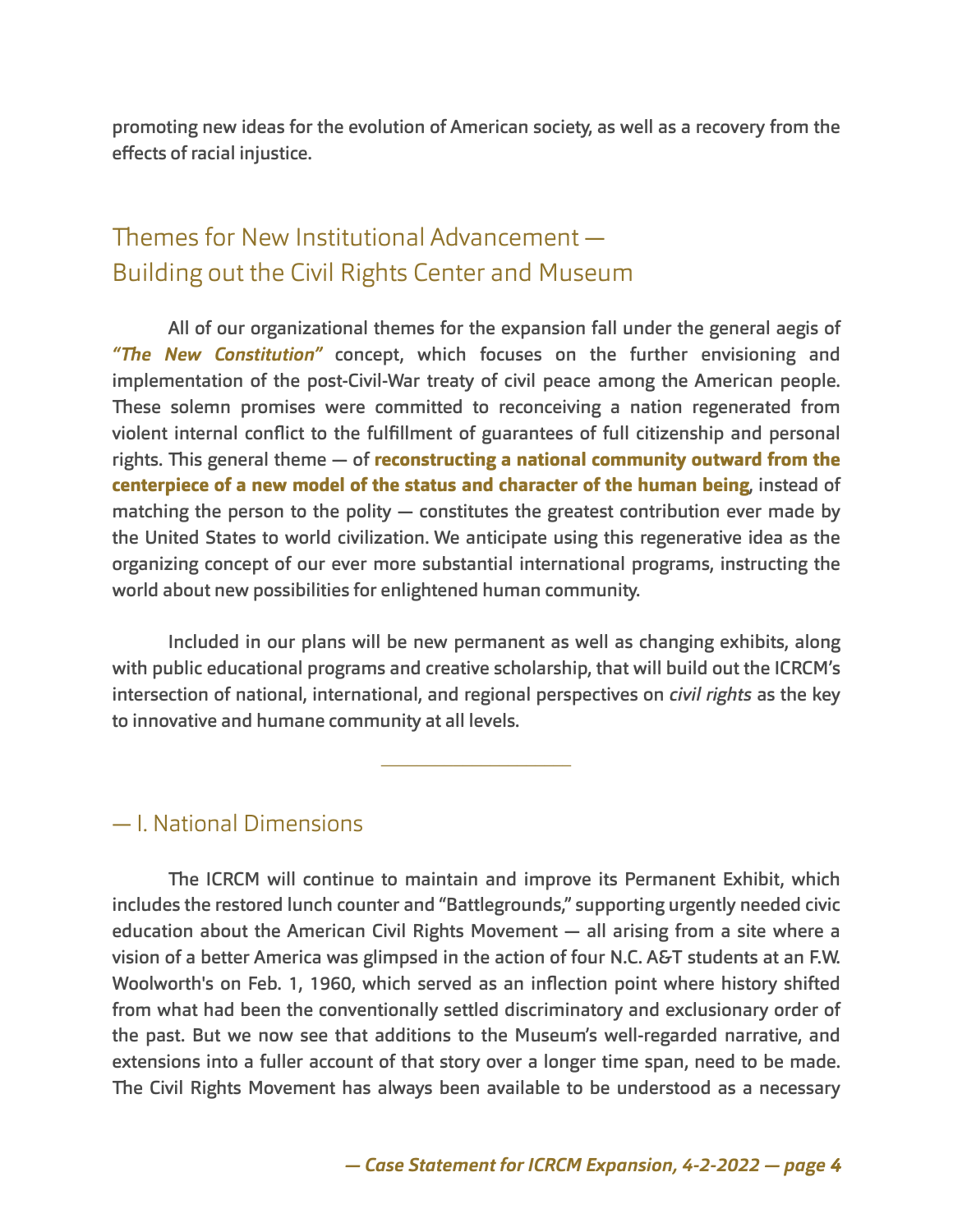promoting new ideas for the evolution of American society, as well as a recovery from the effects of racial injustice.

## Themes for New Institutional Advancement — Building out the Civil Rights Center and Museum

All of our organizational themes for the expansion fall under the general aegis of ***"The New Constitution"*** concept, which focuses on the further envisioning and implementation of the post-Civil-War treaty of civil peace among the American people. These solemn promises were committed to reconceiving a nation regenerated from violent internal conflict to the fulfillment of guarantees of full citizenship and personal rights. This general theme — of **reconstructing a national community outward from the centerpiece of a new model of the status and character of the human being**, instead of matching the person to the polity — constitutes the greatest contribution ever made by the United States to world civilization. We anticipate using this regenerative idea as the organizing concept of our ever more substantial international programs, instructing the world about new possibilities for enlightened human community.

Included in our plans will be new permanent as well as changing exhibits, along with public educational programs and creative scholarship, that will build out the ICRCM's intersection of national, international, and regional perspectives on *civil rights* as the key to innovative and humane community at all levels.

---

### — I. National Dimensions

The ICRCM will continue to maintain and improve its Permanent Exhibit, which includes the restored lunch counter and "Battlegrounds," supporting urgently needed civic education about the American Civil Rights Movement — all arising from a site where a vision of a better America was glimpsed in the action of four N.C. A&T students at an F.W. Woolworth's on Feb. 1, 1960, which served as an inflection point where history shifted from what had been the conventionally settled discriminatory and exclusionary order of the past. But we now see that additions to the Museum's well-regarded narrative, and extensions into a fuller account of that story over a longer time span, need to be made. The Civil Rights Movement has always been available to be understood as a necessary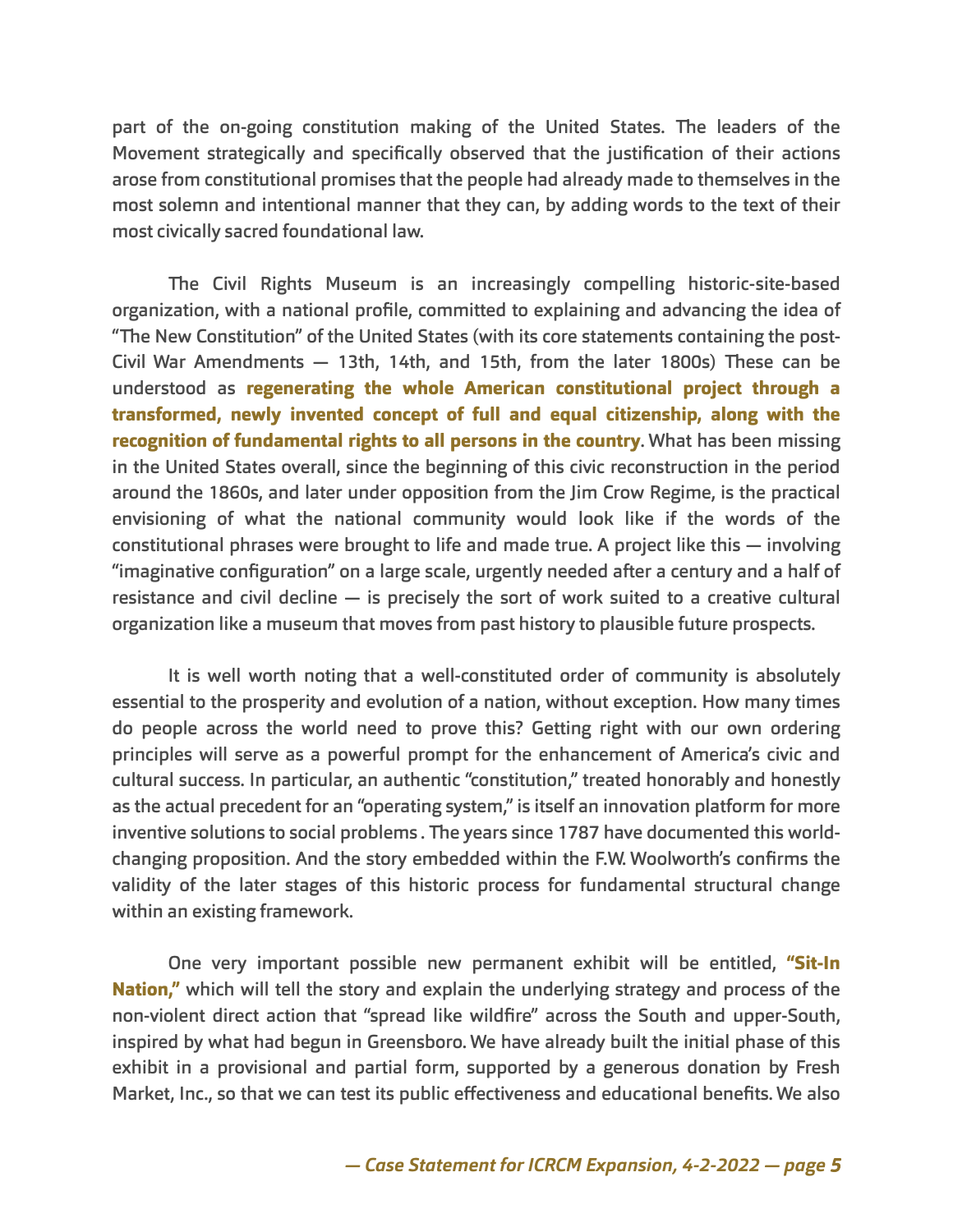part of the on-going constitution making of the United States. The leaders of the Movement strategically and specifically observed that the justification of their actions arose from constitutional promises that the people had already made to themselves in the most solemn and intentional manner that they can, by adding words to the text of their most civically sacred foundational law.

The Civil Rights Museum is an increasingly compelling historic-site-based organization, with a national profile, committed to explaining and advancing the idea of "The New Constitution" of the United States (with its core statements containing the post-Civil War Amendments — 13th, 14th, and 15th, from the later 1800s) These can be understood as **regenerating the whole American constitutional project through a transformed, newly invented concept of full and equal citizenship, along with the recognition of fundamental rights to all persons in the country**. What has been missing in the United States overall, since the beginning of this civic reconstruction in the period around the 1860s, and later under opposition from the Jim Crow Regime, is the practical envisioning of what the national community would look like if the words of the constitutional phrases were brought to life and made true. A project like this — involving "imaginative configuration" on a large scale, urgently needed after a century and a half of resistance and civil decline — is precisely the sort of work suited to a creative cultural organization like a museum that moves from past history to plausible future prospects.

It is well worth noting that a well-constituted order of community is absolutely essential to the prosperity and evolution of a nation, without exception. How many times do people across the world need to prove this? Getting right with our own ordering principles will serve as a powerful prompt for the enhancement of America's civic and cultural success. In particular, an authentic "constitution," treated honorably and honestly as the actual precedent for an "operating system," is itself an innovation platform for more inventive solutions to social problems . The years since 1787 have documented this world-changing proposition. And the story embedded within the F.W. Woolworth's confirms the validity of the later stages of this historic process for fundamental structural change within an existing framework.

One very important possible new permanent exhibit will be entitled, **"Sit-In Nation,"** which will tell the story and explain the underlying strategy and process of the non-violent direct action that "spread like wildfire" across the South and upper-South, inspired by what had begun in Greensboro. We have already built the initial phase of this exhibit in a provisional and partial form, supported by a generous donation by Fresh Market, Inc., so that we can test its public effectiveness and educational benefits. We also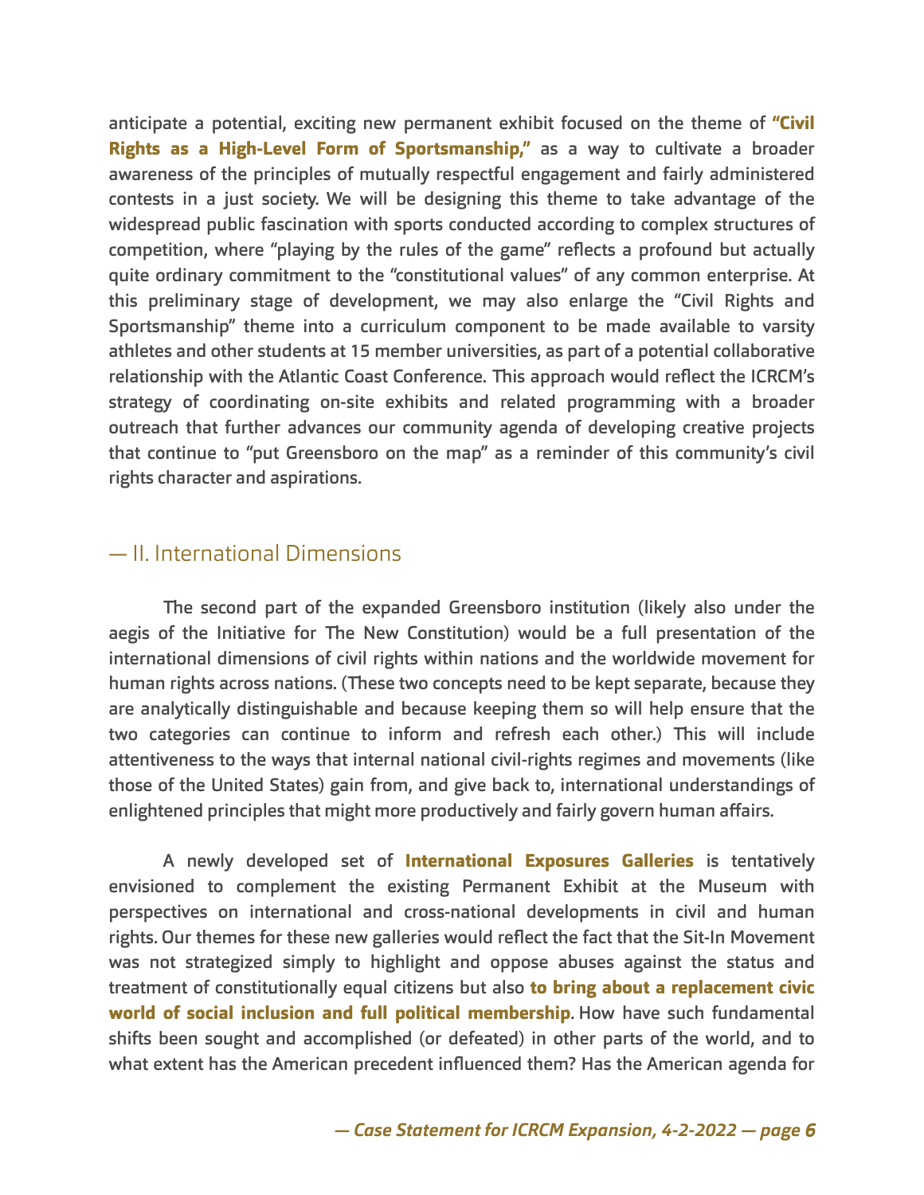anticipate a potential, exciting new permanent exhibit focused on the theme of **"Civil Rights as a High-Level Form of Sportsmanship,"** as a way to cultivate a broader awareness of the principles of mutually respectful engagement and fairly administered contests in a just society. We will be designing this theme to take advantage of the widespread public fascination with sports conducted according to complex structures of competition, where "playing by the rules of the game" reflects a profound but actually quite ordinary commitment to the "constitutional values" of any common enterprise. At this preliminary stage of development, we may also enlarge the "Civil Rights and Sportsmanship" theme into a curriculum component to be made available to varsity athletes and other students at 15 member universities, as part of a potential collaborative relationship with the Atlantic Coast Conference. This approach would reflect the ICRCM's strategy of coordinating on-site exhibits and related programming with a broader outreach that further advances our community agenda of developing creative projects that continue to "put Greensboro on the map" as a reminder of this community's civil rights character and aspirations.

## — II. International Dimensions

The second part of the expanded Greensboro institution (likely also under the aegis of the Initiative for The New Constitution) would be a full presentation of the international dimensions of civil rights within nations and the worldwide movement for human rights across nations. (These two concepts need to be kept separate, because they are analytically distinguishable and because keeping them so will help ensure that the two categories can continue to inform and refresh each other.) This will include attentiveness to the ways that internal national civil-rights regimes and movements (like those of the United States) gain from, and give back to, international understandings of enlightened principles that might more productively and fairly govern human affairs.

A newly developed set of **International Exposures Galleries** is tentatively envisioned to complement the existing Permanent Exhibit at the Museum with perspectives on international and cross-national developments in civil and human rights. Our themes for these new galleries would reflect the fact that the Sit-In Movement was not strategized simply to highlight and oppose abuses against the status and treatment of constitutionally equal citizens but also **to bring about a replacement civic world of social inclusion and full political membership**. How have such fundamental shifts been sought and accomplished (or defeated) in other parts of the world, and to what extent has the American precedent influenced them? Has the American agenda for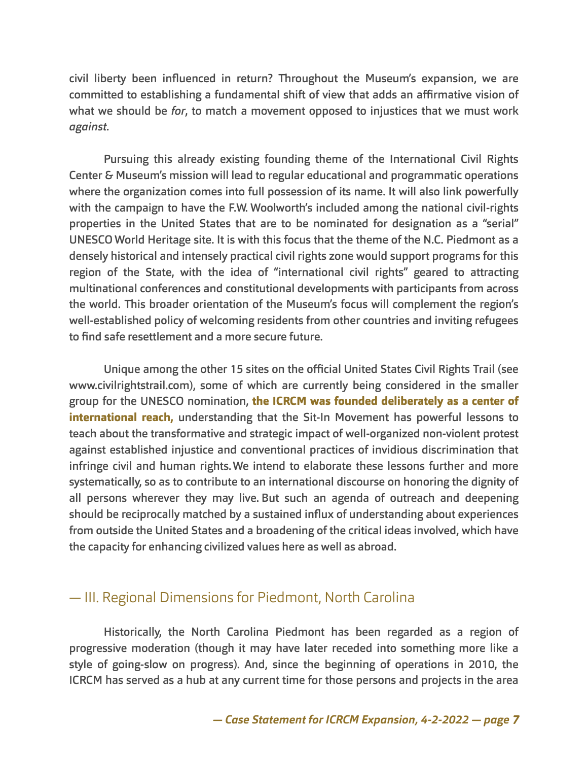civil liberty been influenced in return? Throughout the Museum's expansion, we are committed to establishing a fundamental shift of view that adds an affirmative vision of what we should be *for*, to match a movement opposed to injustices that we must work *against*.

Pursuing this already existing founding theme of the International Civil Rights Center & Museum's mission will lead to regular educational and programmatic operations where the organization comes into full possession of its name. It will also link powerfully with the campaign to have the F.W. Woolworth's included among the national civil-rights properties in the United States that are to be nominated for designation as a "serial" UNESCO World Heritage site. It is with this focus that the theme of the N.C. Piedmont as a densely historical and intensely practical civil rights zone would support programs for this region of the State, with the idea of "international civil rights" geared to attracting multinational conferences and constitutional developments with participants from across the world. This broader orientation of the Museum's focus will complement the region's well-established policy of welcoming residents from other countries and inviting refugees to find safe resettlement and a more secure future.

Unique among the other 15 sites on the official United States Civil Rights Trail (see www.civilrightstrail.com), some of which are currently being considered in the smaller group for the UNESCO nomination, **the ICRCM was founded deliberately as a center of international reach,** understanding that the Sit-In Movement has powerful lessons to teach about the transformative and strategic impact of well-organized non-violent protest against established injustice and conventional practices of invidious discrimination that infringe civil and human rights. We intend to elaborate these lessons further and more systematically, so as to contribute to an international discourse on honoring the dignity of all persons wherever they may live. But such an agenda of outreach and deepening should be reciprocally matched by a sustained influx of understanding about experiences from outside the United States and a broadening of the critical ideas involved, which have the capacity for enhancing civilized values here as well as abroad.

## — III. Regional Dimensions for Piedmont, North Carolina

Historically, the North Carolina Piedmont has been regarded as a region of progressive moderation (though it may have later receded into something more like a style of going-slow on progress). And, since the beginning of operations in 2010, the ICRCM has served as a hub at any current time for those persons and projects in the area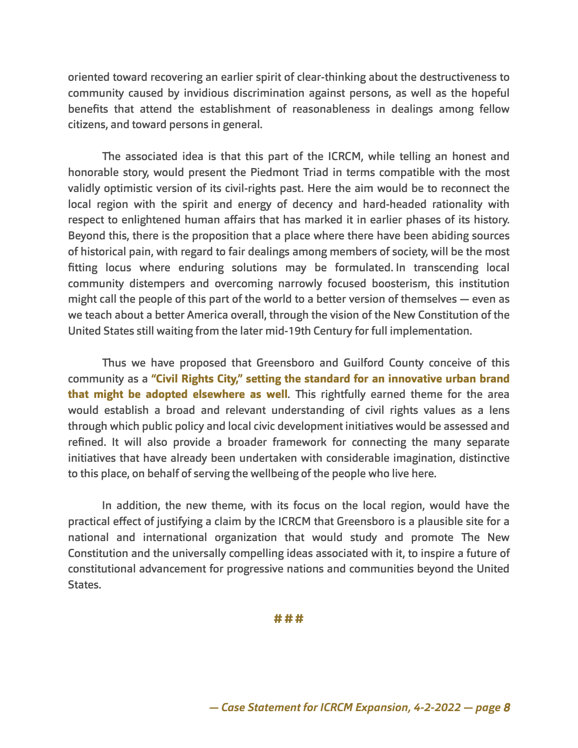oriented toward recovering an earlier spirit of clear-thinking about the destructiveness to community caused by invidious discrimination against persons, as well as the hopeful benefits that attend the establishment of reasonableness in dealings among fellow citizens, and toward persons in general.

The associated idea is that this part of the ICRCM, while telling an honest and honorable story, would present the Piedmont Triad in terms compatible with the most validly optimistic version of its civil-rights past. Here the aim would be to reconnect the local region with the spirit and energy of decency and hard-headed rationality with respect to enlightened human affairs that has marked it in earlier phases of its history. Beyond this, there is the proposition that a place where there have been abiding sources of historical pain, with regard to fair dealings among members of society, will be the most fitting locus where enduring solutions may be formulated. In transcending local community distempers and overcoming narrowly focused boosterism, this institution might call the people of this part of the world to a better version of themselves — even as we teach about a better America overall, through the vision of the New Constitution of the United States still waiting from the later mid-19th Century for full implementation.

Thus we have proposed that Greensboro and Guilford County conceive of this community as a **"Civil Rights City," setting the standard for an innovative urban brand that might be adopted elsewhere as well**. This rightfully earned theme for the area would establish a broad and relevant understanding of civil rights values as a lens through which public policy and local civic development initiatives would be assessed and refined. It will also provide a broader framework for connecting the many separate initiatives that have already been undertaken with considerable imagination, distinctive to this place, on behalf of serving the wellbeing of the people who live here.

In addition, the new theme, with its focus on the local region, would have the practical effect of justifying a claim by the ICRCM that Greensboro is a plausible site for a national and international organization that would study and promote The New Constitution and the universally compelling ideas associated with it, to inspire a future of constitutional advancement for progressive nations and communities beyond the United States.

**# # #**